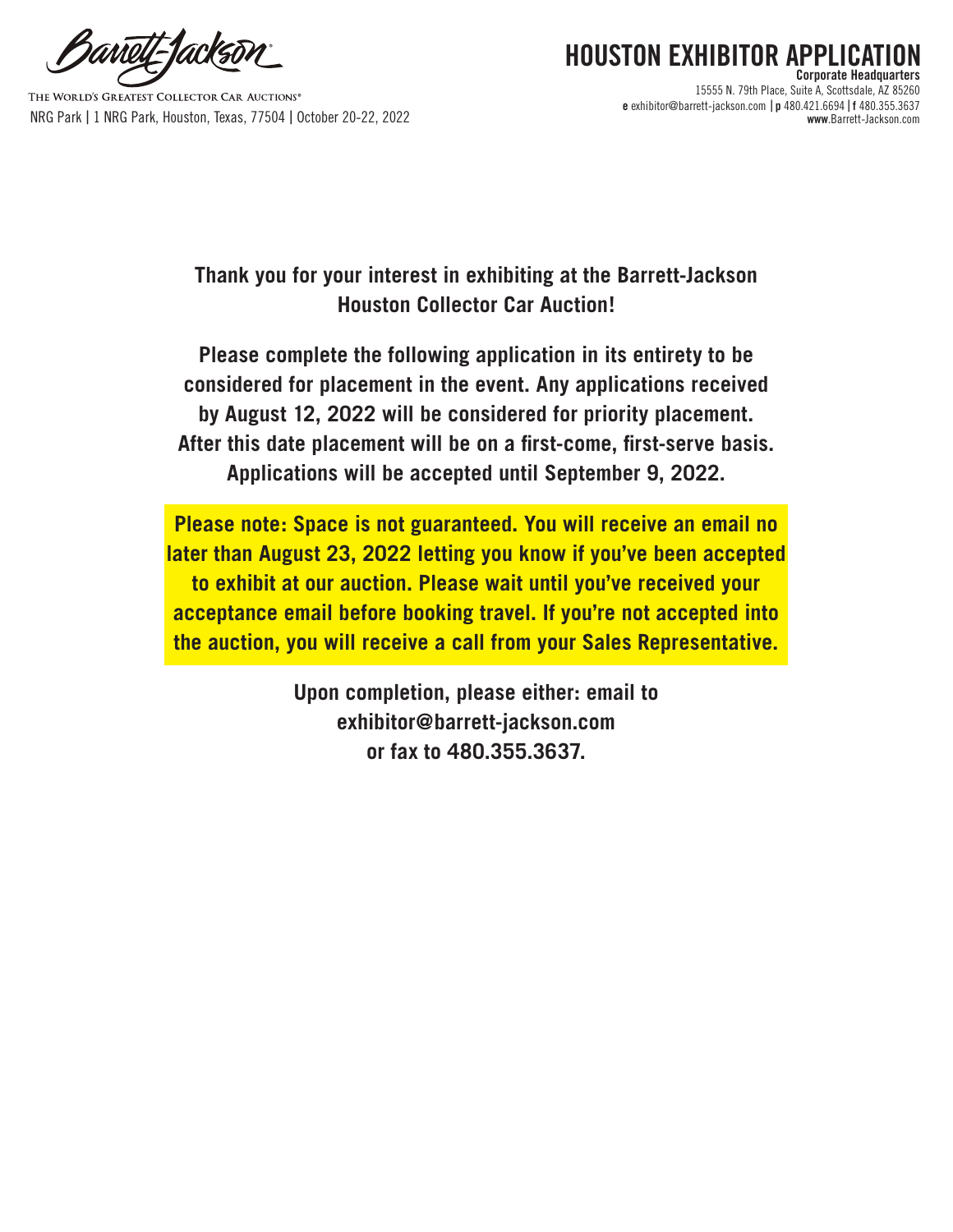Barrett-Jackson

THE WORLD'S GREATEST COLLECTOR CAR AUCTIONS®

NRG Park | 1 NRG Park, Houston, Texas, 77504 | October 20-22, 2022

# HOUSTON EXHIBITOR APPLICATION

**Corporate Headquarters**
15555 N. 79th Place, Suite A, Scottsdale, AZ 85260
**e** exhibitor@barrett-jackson.com | **p** 480.421.6694 | **f** 480.355.3637
**www**.Barrett-Jackson.com

**Thank you for your interest in exhibiting at the Barrett-Jackson Houston Collector Car Auction!**

**Please complete the following application in its entirety to be considered for placement in the event. Any applications received by August 12, 2022 will be considered for priority placement. After this date placement will be on a first-come, first-serve basis. Applications will be accepted until September 9, 2022.**

**Please note: Space is not guaranteed. You will receive an email no later than August 23, 2022 letting you know if you've been accepted to exhibit at our auction. Please wait until you've received your acceptance email before booking travel. If you're not accepted into the auction, you will receive a call from your Sales Representative.**

**Upon completion, please either: email to exhibitor@barrett-jackson.com or fax to 480.355.3637.**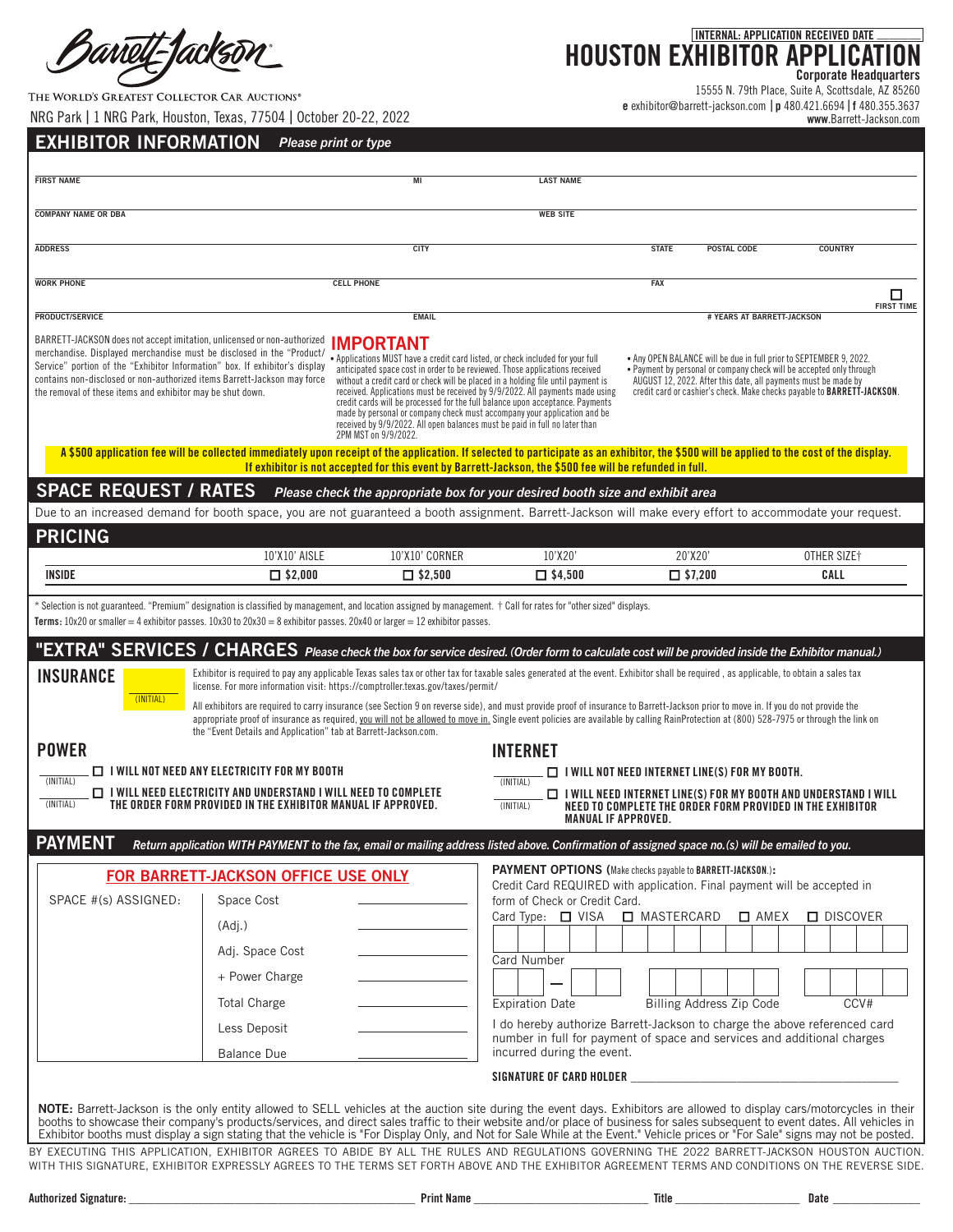Barrett-Jackson

THE WORLD'S GREATEST COLLECTOR CAR AUCTIONS®

NRG Park | 1 NRG Park, Houston, Texas, 77504 | October 20-22, 2022

INTERNAL: APPLICATION RECEIVED DATE ________

# HOUSTON EXHIBITOR APPLICATION

**Corporate Headquarters**
15555 N. 79th Place, Suite A, Scottsdale, AZ 85260
**e** exhibitor@barrett-jackson.com | **p** 480.421.6694 | **f** 480.355.3637
www.Barrett-Jackson.com

## EXHIBITOR INFORMATION *Please print or type*

FIRST NAME ________ MI ________ LAST NAME ________

COMPANY NAME OR DBA ________ WEB SITE ________

ADDRESS ________ CITY ________ STATE ________ POSTAL CODE ________ COUNTRY ________

WORK PHONE ________ CELL PHONE ________ FAX ________

PRODUCT/SERVICE ________ EMAIL ________ # YEARS AT BARRETT-JACKSON ________ ☐ FIRST TIME

BARRETT-JACKSON does not accept imitation, unlicensed or non-authorized merchandise. Displayed merchandise must be disclosed in the "Product/Service" portion of the "Exhibitor Information" box. If exhibitor's display contains non-disclosed or non-authorized items Barrett-Jackson may force the removal of these items and exhibitor may be shut down.

**IMPORTANT**

- Applications MUST have a credit card listed, or check included for your full anticipated space cost in order to be reviewed. Those applications received without a credit card or check will be placed in a holding file until payment is received. Applications must be received by 9/9/2022. All payments made using credit cards will be processed for the full balance upon acceptance. Payments made by personal or company check must accompany your application and be received by 9/9/2022. All open balances must be paid in full no later than 2PM MST on 9/9/2022.
- Any OPEN BALANCE will be due in full prior to SEPTEMBER 9, 2022.
- Payment by personal or company check will be accepted only through AUGUST 12, 2022. After this date, all payments must be made by credit card or cashier's check. Make checks payable to **BARRETT-JACKSON**.

**A $500 application fee will be collected immediately upon receipt of the application. If selected to participate as an exhibitor, the $500 will be applied to the cost of the display. If exhibitor is not accepted for this event by Barrett-Jackson, the $500 fee will be refunded in full.**

## SPACE REQUEST / RATES *Please check the appropriate box for your desired booth size and exhibit area*

Due to an increased demand for booth space, you are not guaranteed a booth assignment. Barrett-Jackson will make every effort to accommodate your request.

## PRICING

| | 10'X10' AISLE | 10'X10' CORNER | 10'X20' | 20'X20' | OTHER SIZE† |
|---|---|---|---|---|---|
| **INSIDE** | ☐ $2,000 | ☐ $2,500 | ☐ $4,500 | ☐ $7,200 | CALL |

\* Selection is not guaranteed. "Premium" designation is classified by management, and location assigned by management. † Call for rates for "other sized" displays.

**Terms:** 10x20 or smaller = 4 exhibitor passes. 10x30 to 20x30 = 8 exhibitor passes. 20x40 or larger = 12 exhibitor passes.

## "EXTRA" SERVICES / CHARGES *Please check the box for service desired. (Order form to calculate cost will be provided inside the Exhibitor manual.)*

### INSURANCE

________ (INITIAL)

Exhibitor is required to pay any applicable Texas sales tax or other tax for taxable sales generated at the event. Exhibitor shall be required , as applicable, to obtain a sales tax license. For more information visit: https://comptroller.texas.gov/taxes/permit/

All exhibitors are required to carry insurance (see Section 9 on reverse side), and must provide proof of insurance to Barrett-Jackson prior to move in. If you do not provide the appropriate proof of insurance as required, you will not be allowed to move in. Single event policies are available by calling RainProtection at (800) 528-7975 or through the link on the "Event Details and Application" tab at Barrett-Jackson.com.

### POWER

________ (INITIAL) ☐ **I WILL NOT NEED ANY ELECTRICITY FOR MY BOOTH**

________ (INITIAL) ☐ **I WILL NEED ELECTRICITY AND UNDERSTAND I WILL NEED TO COMPLETE THE ORDER FORM PROVIDED IN THE EXHIBITOR MANUAL IF APPROVED.**

### INTERNET

________ (INITIAL) ☐ **I WILL NOT NEED INTERNET LINE(S) FOR MY BOOTH.**

________ (INITIAL) ☐ **I WILL NEED INTERNET LINE(S) FOR MY BOOTH AND UNDERSTAND I WILL NEED TO COMPLETE THE ORDER FORM PROVIDED IN THE EXHIBITOR MANUAL IF APPROVED.**

## PAYMENT *Return application WITH PAYMENT to the fax, email or mailing address listed above. Confirmation of assigned space no.(s) will be emailed to you.*

**FOR BARRETT-JACKSON OFFICE USE ONLY**

| SPACE #(s) ASSIGNED: | | |
|---|---|---|
| | Space Cost | ________ |
| | (Adj.) | ________ |
| | Adj. Space Cost | ________ |
| | + Power Charge | ________ |
| | Total Charge | ________ |
| | Less Deposit | ________ |
| | Balance Due | ________ |

**PAYMENT OPTIONS** (Make checks payable to **BARRETT-JACKSON**.):
Credit Card REQUIRED with application. Final payment will be accepted in form of Check or Credit Card.

Card Type: ☐ VISA ☐ MASTERCARD ☐ AMEX ☐ DISCOVER

Card Number ________

Expiration Date ____ – ____ Billing Address Zip Code ________ CCV# ________

I do hereby authorize Barrett-Jackson to charge the above referenced card number in full for payment of space and services and additional charges incurred during the event.

**SIGNATURE OF CARD HOLDER** ________

**NOTE:** Barrett-Jackson is the only entity allowed to SELL vehicles at the auction site during the event days. Exhibitors are allowed to display cars/motorcycles in their booths to showcase their company's products/services, and direct sales traffic to their website and/or place of business for sales subsequent to event dates. All vehicles in Exhibitor booths must display a sign stating that the vehicle is "For Display Only, and Not for Sale While at the Event." Vehicle prices or "For Sale" signs may not be posted.

BY EXECUTING THIS APPLICATION, EXHIBITOR AGREES TO ABIDE BY ALL THE RULES AND REGULATIONS GOVERNING THE 2022 BARRETT-JACKSON HOUSTON AUCTION. WITH THIS SIGNATURE, EXHIBITOR EXPRESSLY AGREES TO THE TERMS SET FORTH ABOVE AND THE EXHIBITOR AGREEMENT TERMS AND CONDITIONS ON THE REVERSE SIDE.

**Authorized Signature:** ________ **Print Name** ________ **Title** ________ **Date** ________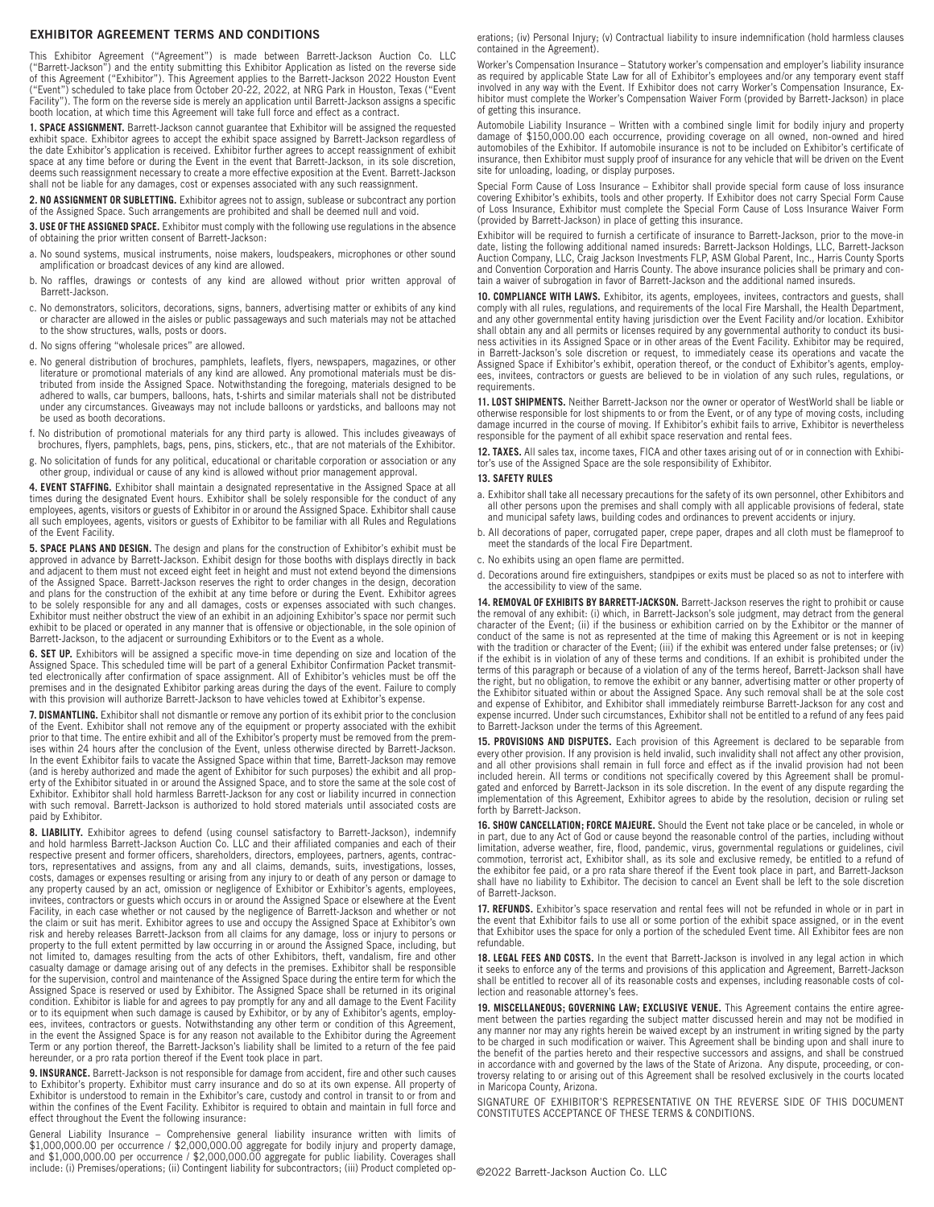## EXHIBITOR AGREEMENT TERMS AND CONDITIONS

This Exhibitor Agreement ("Agreement") is made between Barrett-Jackson Auction Co. LLC ("Barrett-Jackson") and the entity submitting this Exhibitor Application as listed on the reverse side of this Agreement ("Exhibitor"). This Agreement applies to the Barrett-Jackson 2022 Houston Event ("Event") scheduled to take place from October 20-22, 2022, at NRG Park in Houston, Texas ("Event Facility"). The form on the reverse side is merely an application until Barrett-Jackson assigns a specific booth location, at which time this Agreement will take full force and effect as a contract.

**1. SPACE ASSIGNMENT.** Barrett-Jackson cannot guarantee that Exhibitor will be assigned the requested exhibit space. Exhibitor agrees to accept the exhibit space assigned by Barrett-Jackson regardless of the date Exhibitor's application is received. Exhibitor further agrees to accept reassignment of exhibit space at any time before or during the Event in the event that Barrett-Jackson, in its sole discretion, deems such reassignment necessary to create a more effective exposition at the Event. Barrett-Jackson shall not be liable for any damages, cost or expenses associated with any such reassignment.

**2. NO ASSIGNMENT OR SUBLETTING.** Exhibitor agrees not to assign, sublease or subcontract any portion of the Assigned Space. Such arrangements are prohibited and shall be deemed null and void.

**3. USE OF THE ASSIGNED SPACE.** Exhibitor must comply with the following use regulations in the absence of obtaining the prior written consent of Barrett-Jackson:

a. No sound systems, musical instruments, noise makers, loudspeakers, microphones or other sound amplification or broadcast devices of any kind are allowed.

b. No raffles, drawings or contests of any kind are allowed without prior written approval of Barrett-Jackson.

c. No demonstrators, solicitors, decorations, signs, banners, advertising matter or exhibits of any kind or character are allowed in the aisles or public passageways and such materials may not be attached to the show structures, walls, posts or doors.

d. No signs offering "wholesale prices" are allowed.

e. No general distribution of brochures, pamphlets, leaflets, flyers, newspapers, magazines, or other literature or promotional materials of any kind are allowed. Any promotional materials must be distributed from inside the Assigned Space. Notwithstanding the foregoing, materials designed to be adhered to walls, car bumpers, balloons, hats, t-shirts and similar materials shall not be distributed under any circumstances. Giveaways may not include balloons or yardsticks, and balloons may not be used as booth decorations.

f. No distribution of promotional materials for any third party is allowed. This includes giveaways of brochures, flyers, pamphlets, bags, pens, pins, stickers, etc., that are not materials of the Exhibitor.

g. No solicitation of funds for any political, educational or charitable corporation or association or any other group, individual or cause of any kind is allowed without prior management approval.

**4. EVENT STAFFING.** Exhibitor shall maintain a designated representative in the Assigned Space at all times during the designated Event hours. Exhibitor shall be solely responsible for the conduct of any employees, agents, visitors or guests of Exhibitor in or around the Assigned Space. Exhibitor shall cause all such employees, agents, visitors or guests of Exhibitor to be familiar with all Rules and Regulations of the Event Facility.

**5. SPACE PLANS AND DESIGN.** The design and plans for the construction of Exhibitor's exhibit must be approved in advance by Barrett-Jackson. Exhibit design for those booths with displays directly in back and adjacent to them must not exceed eight feet in height and must not extend beyond the dimensions of the Assigned Space. Barrett-Jackson reserves the right to order changes in the design, decoration and plans for the construction of the exhibit at any time before or during the Event. Exhibitor agrees to be solely responsible for any and all damages, costs or expenses associated with such changes. Exhibitor must neither obstruct the view of an exhibit in an adjoining Exhibitor's space nor permit such exhibit to be placed or operated in any manner that is offensive or objectionable, in the sole opinion of Barrett-Jackson, to the adjacent or surrounding Exhibitors or to the Event as a whole.

**6. SET UP.** Exhibitors will be assigned a specific move-in time depending on size and location of the Assigned Space. This scheduled time will be part of a general Exhibitor Confirmation Packet transmitted electronically after confirmation of space assignment. All of Exhibitor's vehicles must be off the premises and in the designated Exhibitor parking areas during the days of the event. Failure to comply with this provision will authorize Barrett-Jackson to have vehicles towed at Exhibitor's expense.

**7. DISMANTLING.** Exhibitor shall not dismantle or remove any portion of its exhibit prior to the conclusion of the Event. Exhibitor shall not remove any of the equipment or property associated with the exhibit prior to that time. The entire exhibit and all of the Exhibitor's property must be removed from the premises within 24 hours after the conclusion of the Event, unless otherwise directed by Barrett-Jackson. In the event Exhibitor fails to vacate the Assigned Space within that time, Barrett-Jackson may remove (and is hereby authorized and made the agent of Exhibitor for such purposes) the exhibit and all property of the Exhibitor situated in or around the Assigned Space, and to store the same at the sole cost of Exhibitor. Exhibitor shall hold harmless Barrett-Jackson for any cost or liability incurred in connection with such removal. Barrett-Jackson is authorized to hold stored materials until associated costs are paid by Exhibitor.

**8. LIABILITY.** Exhibitor agrees to defend (using counsel satisfactory to Barrett-Jackson), indemnify and hold harmless Barrett-Jackson Auction Co. LLC and their affiliated companies and each of their respective present and former officers, shareholders, directors, employees, partners, agents, contractors, representatives and assigns, from any and all claims, demands, suits, investigations, losses, costs, damages or expenses resulting or arising from any injury to or death of any person or damage to any property caused by an act, omission or negligence of Exhibitor or Exhibitor's agents, employees, invitees, contractors or guests which occurs in or around the Assigned Space or elsewhere at the Event Facility, in each case whether or not caused by the negligence of Barrett-Jackson and whether or not the claim or suit has merit. Exhibitor agrees to use and occupy the Assigned Space at Exhibitor's own risk and hereby releases Barrett-Jackson from all claims for any damage, loss or injury to persons or property to the full extent permitted by law occurring in or around the Assigned Space, including, but not limited to, damages resulting from the acts of other Exhibitors, theft, vandalism, fire and other casualty damage or damage arising out of any defects in the premises. Exhibitor shall be responsible for the supervision, control and maintenance of the Assigned Space during the entire term for which the Assigned Space is reserved or used by Exhibitor. The Assigned Space shall be returned in its original condition. Exhibitor is liable for and agrees to pay promptly for any and all damage to the Event Facility or to its equipment when such damage is caused by Exhibitor, or by any of Exhibitor's agents, employees, invitees, contractors or guests. Notwithstanding any other term or condition of this Agreement, in the event the Assigned Space is for any reason not available to the Exhibitor during the Agreement Term or any portion thereof, the Barrett-Jackson's liability shall be limited to a return of the fee paid hereunder, or a pro rata portion thereof if the Event took place in part.

**9. INSURANCE.** Barrett-Jackson is not responsible for damage from accident, fire and other such causes to Exhibitor's property. Exhibitor must carry insurance and do so at its own expense. All property of Exhibitor is understood to remain in the Exhibitor's care, custody and control in transit to or from and within the confines of the Event Facility. Exhibitor is required to obtain and maintain in full force and effect throughout the Event the following insurance:

General Liability Insurance – Comprehensive general liability insurance written with limits of \$1,000,000.00 per occurrence / \$2,000,000.00 aggregate for bodily injury and property damage, and \$1,000,000.00 per occurrence / \$2,000,000.00 aggregate for public liability. Coverages shall include: (i) Premises/operations; (ii) Contingent liability for subcontractors; (iii) Product completed operations; (iv) Personal Injury; (v) Contractual liability to insure indemnification (hold harmless clauses contained in the Agreement).

Worker's Compensation Insurance – Statutory worker's compensation and employer's liability insurance as required by applicable State Law for all of Exhibitor's employees and/or any temporary event staff involved in any way with the Event. If Exhibitor does not carry Worker's Compensation Insurance, Exhibitor must complete the Worker's Compensation Waiver Form (provided by Barrett-Jackson) in place of getting this insurance.

Automobile Liability Insurance – Written with a combined single limit for bodily injury and property damage of \$150,000.00 each occurrence, providing coverage on all owned, non-owned and hired automobiles of the Exhibitor. If automobile insurance is not to be included on Exhibitor's certificate of insurance, then Exhibitor must supply proof of insurance for any vehicle that will be driven on the Event site for unloading, loading, or display purposes.

Special Form Cause of Loss Insurance – Exhibitor shall provide special form cause of loss insurance covering Exhibitor's exhibits, tools and other property. If Exhibitor does not carry Special Form Cause of Loss Insurance, Exhibitor must complete the Special Form Cause of Loss Insurance Waiver Form (provided by Barrett-Jackson) in place of getting this insurance.

Exhibitor will be required to furnish a certificate of insurance to Barrett-Jackson, prior to the move-in date, listing the following additional named insureds: Barrett-Jackson Holdings, LLC, Barrett-Jackson Auction Company, LLC, Craig Jackson Investments FLP, ASM Global Parent, Inc., Harris County Sports and Convention Corporation and Harris County. The above insurance policies shall be primary and contain a waiver of subrogation in favor of Barrett-Jackson and the additional named insureds.

**10. COMPLIANCE WITH LAWS.** Exhibitor, its agents, employees, invitees, contractors and guests, shall comply with all rules, regulations, and requirements of the local Fire Marshall, the Health Department, and any other governmental entity having jurisdiction over the Event Facility and/or location. Exhibitor shall obtain any and all permits or licenses required by any governmental authority to conduct its business activities in its Assigned Space or in other areas of the Event Facility. Exhibitor may be required, in Barrett-Jackson's sole discretion or request, to immediately cease its operations and vacate the Assigned Space if Exhibitor's exhibit, operation thereof, or the conduct of Exhibitor's agents, employees, invitees, contractors or guests are believed to be in violation of any such rules, regulations, or requirements.

**11. LOST SHIPMENTS.** Neither Barrett-Jackson nor the owner or operator of WestWorld shall be liable or otherwise responsible for lost shipments to or from the Event, or of any type of moving costs, including damage incurred in the course of moving. If Exhibitor's exhibit fails to arrive, Exhibitor is nevertheless responsible for the payment of all exhibit space reservation and rental fees.

**12. TAXES.** All sales tax, income taxes, FICA and other taxes arising out of or in connection with Exhibitor's use of the Assigned Space are the sole responsibility of Exhibitor.

**13. SAFETY RULES**

a. Exhibitor shall take all necessary precautions for the safety of its own personnel, other Exhibitors and all other persons upon the premises and shall comply with all applicable provisions of federal, state and municipal safety laws, building codes and ordinances to prevent accidents or injury.

b. All decorations of paper, corrugated paper, crepe paper, drapes and all cloth must be flameproof to meet the standards of the local Fire Department.

c. No exhibits using an open flame are permitted.

d. Decorations around fire extinguishers, standpipes or exits must be placed so as not to interfere with the accessibility to view of the same.

**14. REMOVAL OF EXHIBITS BY BARRETT-JACKSON.** Barrett-Jackson reserves the right to prohibit or cause the removal of any exhibit: (i) which, in Barrett-Jackson's sole judgment, may detract from the general character of the Event; (ii) if the business or exhibition carried on by the Exhibitor or the manner of conduct of the same is not as represented at the time of making this Agreement or is not in keeping with the tradition or character of the Event; (iii) if the exhibit was entered under false pretenses; or (iv) if the exhibit is in violation of any of these terms and conditions. If an exhibit is prohibited under the terms of this paragraph or because of a violation of any of the terms hereof, Barrett-Jackson shall have the right, but no obligation, to remove the exhibit or any banner, advertising matter or other property of the Exhibitor situated within or about the Assigned Space. Any such removal shall be at the sole cost and expense of Exhibitor, and Exhibitor shall immediately reimburse Barrett-Jackson for any cost and expense incurred. Under such circumstances, Exhibitor shall not be entitled to a refund of any fees paid to Barrett-Jackson under the terms of this Agreement.

**15. PROVISIONS AND DISPUTES.** Each provision of this Agreement is declared to be separable from every other provision. If any provision is held invalid, such invalidity shall not affect any other provision, and all other provisions shall remain in full force and effect as if the invalid provision had not been included herein. All terms or conditions not specifically covered by this Agreement shall be promulgated and enforced by Barrett-Jackson in its sole discretion. In the event of any dispute regarding the implementation of this Agreement, Exhibitor agrees to abide by the resolution, decision or ruling set forth by Barrett-Jackson.

**16. SHOW CANCELLATION; FORCE MAJEURE.** Should the Event not take place or be canceled, in whole or in part, due to any Act of God or cause beyond the reasonable control of the parties, including without limitation, adverse weather, fire, flood, pandemic, virus, governmental regulations or guidelines, civil commotion, terrorist act, Exhibitor shall, as its sole and exclusive remedy, be entitled to a refund of the exhibitor fee paid, or a pro rata share thereof if the Event took place in part, and Barrett-Jackson shall have no liability to Exhibitor. The decision to cancel an Event shall be left to the sole discretion of Barrett-Jackson.

**17. REFUNDS.** Exhibitor's space reservation and rental fees will not be refunded in whole or in part in the event that Exhibitor fails to use all or some portion of the exhibit space assigned, or in the event that Exhibitor uses the space for only a portion of the scheduled Event time. All Exhibitor fees are non refundable.

**18. LEGAL FEES AND COSTS.** In the event that Barrett-Jackson is involved in any legal action in which it seeks to enforce any of the terms and provisions of this application and Agreement, Barrett-Jackson shall be entitled to recover all of its reasonable costs and expenses, including reasonable costs of collection and reasonable attorney's fees.

**19. MISCELLANEOUS; GOVERNING LAW; EXCLUSIVE VENUE.** This Agreement contains the entire agreement between the parties regarding the subject matter discussed herein and may not be modified in any manner nor may any rights herein be waived except by an instrument in writing signed by the party to be charged in such modification or waiver. This Agreement shall be binding upon and shall inure to the benefit of the parties hereto and their respective successors and assigns, and shall be construed in accordance with and governed by the laws of the State of Arizona. Any dispute, proceeding, or controversy relating to or arising out of this Agreement shall be resolved exclusively in the courts located in Maricopa County, Arizona.

SIGNATURE OF EXHIBITOR'S REPRESENTATIVE ON THE REVERSE SIDE OF THIS DOCUMENT CONSTITUTES ACCEPTANCE OF THESE TERMS & CONDITIONS.

©2022 Barrett-Jackson Auction Co. LLC